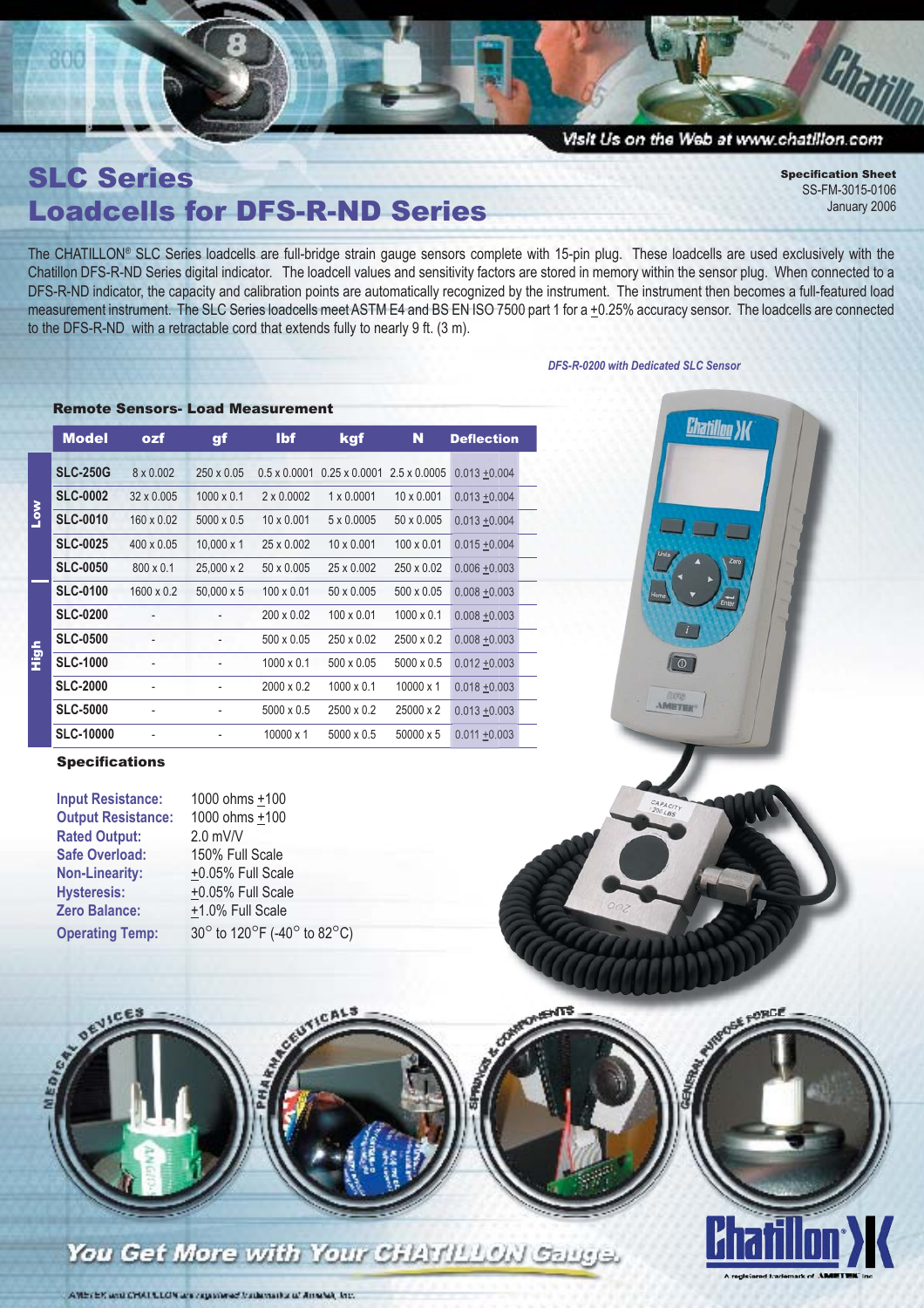Visit Us on the Web at www.chatillon.com

# SLC Series
# Loadcells for DFS-R-ND Series

**Specification Sheet**
SS-FM-3015-0106
January 2006

The CHATILLON® SLC Series loadcells are full-bridge strain gauge sensors complete with 15-pin plug. These loadcells are used exclusively with the Chatillon DFS-R-ND Series digital indicator. The loadcell values and sensitivity factors are stored in memory within the sensor plug. When connected to a DFS-R-ND indicator, the capacity and calibration points are automatically recognized by the instrument. The instrument then becomes a full-featured load measurement instrument. The SLC Series loadcells meet ASTM E4 and BS EN ISO 7500 part 1 for a ±0.25% accuracy sensor. The loadcells are connected to the DFS-R-ND with a retractable cord that extends fully to nearly 9 ft. (3 m).

*DFS-R-0200 with Dedicated SLC Sensor*

### Remote Sensors- Load Measurement

| | Model | ozf | gf | lbf | kgf | N | Deflection |
|---|---|---|---|---|---|---|---|
| Low | **SLC-250G** | 8 x 0.002 | 250 x 0.05 | 0.5 x 0.0001 | 0.25 x 0.0001 | 2.5 x 0.0005 | 0.013 ±0.004 |
| Low | **SLC-0002** | 32 x 0.005 | 1000 x 0.1 | 2 x 0.0002 | 1 x 0.0001 | 10 x 0.001 | 0.013 ±0.004 |
| Low | **SLC-0010** | 160 x 0.02 | 5000 x 0.5 | 10 x 0.001 | 5 x 0.0005 | 50 x 0.005 | 0.013 ±0.004 |
| Low | **SLC-0025** | 400 x 0.05 | 10,000 x 1 | 25 x 0.002 | 10 x 0.001 | 100 x 0.01 | 0.015 ±0.004 |
| Low | **SLC-0050** | 800 x 0.1 | 25,000 x 2 | 50 x 0.005 | 25 x 0.002 | 250 x 0.02 | 0.006 ±0.003 |
| High | **SLC-0100** | 1600 x 0.2 | 50,000 x 5 | 100 x 0.01 | 50 x 0.005 | 500 x 0.05 | 0.008 ±0.003 |
| High | **SLC-0200** | - | - | 200 x 0.02 | 100 x 0.01 | 1000 x 0.1 | 0.008 ±0.003 |
| High | **SLC-0500** | - | - | 500 x 0.05 | 250 x 0.02 | 2500 x 0.2 | 0.008 ±0.003 |
| High | **SLC-1000** | - | - | 1000 x 0.1 | 500 x 0.05 | 5000 x 0.5 | 0.012 ±0.003 |
| High | **SLC-2000** | - | - | 2000 x 0.2 | 1000 x 0.1 | 10000 x 1 | 0.018 ±0.003 |
| High | **SLC-5000** | - | - | 5000 x 0.5 | 2500 x 0.2 | 25000 x 2 | 0.013 ±0.003 |
| High | **SLC-10000** | - | - | 10000 x 1 | 5000 x 0.5 | 50000 x 5 | 0.011 ±0.003 |

### Specifications

- **Input Resistance:** 1000 ohms ±100
- **Output Resistance:** 1000 ohms ±100
- **Rated Output:** 2.0 mV/V
- **Safe Overload:** 150% Full Scale
- **Non-Linearity:** ±0.05% Full Scale
- **Hysteresis:** ±0.05% Full Scale
- **Zero Balance:** ±1.0% Full Scale
- **Operating Temp:** 30° to 120°F (-40° to 82°C)

MEDICAL DEVICES — PHARMACEUTICALS — SPRINGS & COMPONENTS — GENERAL PURPOSE FORCE

**You Get More with Your CHATILLON Gauge.**

AMETEK and CHATILLON are registered trademarks of AMETEK, Inc.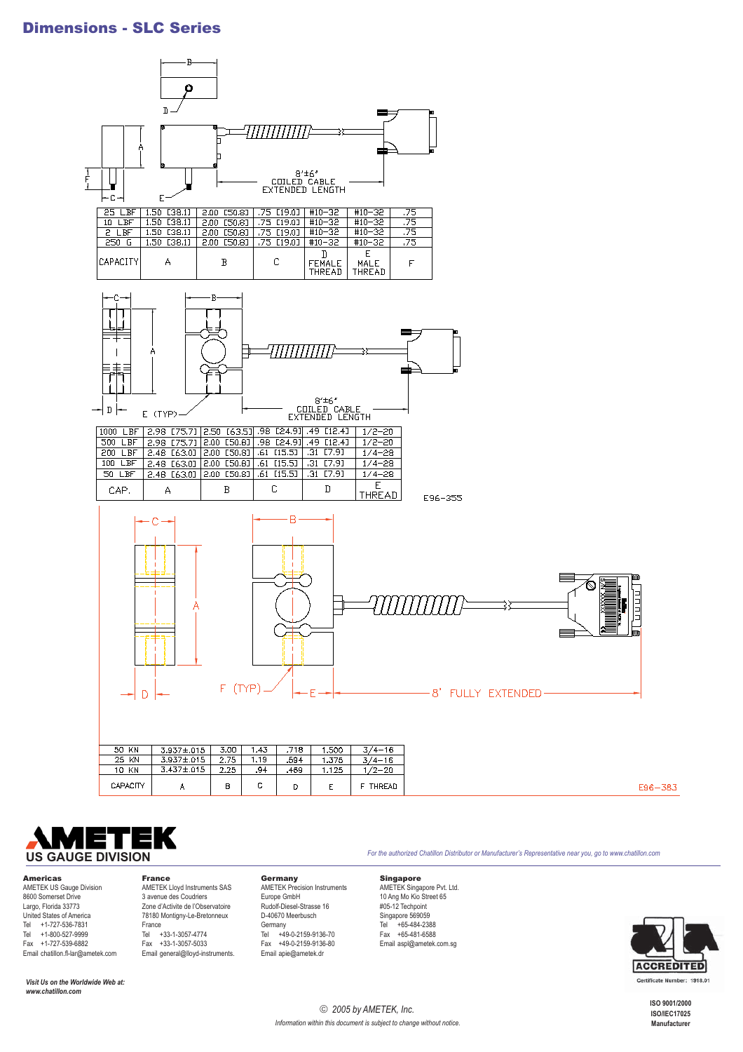# Dimensions - SLC Series

B

D

A

F

C

E

8'±6"
COILED CABLE
EXTENDED LENGTH

| CAPACITY | A | B | C | D FEMALE THREAD | E MALE THREAD | F |
|---|---|---|---|---|---|---|
| 25 LBF | 1.50 [38.1] | 2.00 [50.8] | .75 [19.0] | #10-32 | #10-32 | .75 |
| 10 LBF | 1.50 [38.1] | 2.00 [50.8] | .75 [19.0] | #10-32 | #10-32 | .75 |
| 2 LBF | 1.50 [38.1] | 2.00 [50.8] | .75 [19.0] | #10-32 | #10-32 | .75 |
| 250 G | 1.50 [38.1] | 2.00 [50.8] | .75 [19.0] | #10-32 | #10-32 | .75 |

C

B

A

D

E (TYP)

8'±6"
COILED CABLE
EXTENDED LENGTH

| CAP. | A | B | C | D | E THREAD |
|---|---|---|---|---|---|
| 1000 LBF | 2.98 [75.7] | 2.50 [63.5] | .98 [24.9] | .49 [12.4] | 1/2-20 |
| 500 LBF | 2.98 [75.7] | 2.00 [50.8] | .98 [24.9] | .49 [12.4] | 1/2-20 |
| 200 LBF | 2.48 [63.0] | 2.00 [50.8] | .61 [15.5] | .31 [7.9] | 1/4-28 |
| 100 LBF | 2.48 [63.0] | 2.00 [50.8] | .61 [15.5] | .31 [7.9] | 1/4-28 |
| 50 LBF | 2.48 [63.0] | 2.00 [50.8] | .61 [15.5] | .31 [7.9] | 1/4-28 |

E96-355

C

B

A

D

F (TYP)

E

8' FULLY EXTENDED

| CAPACITY | A | B | C | D | E | F THREAD |
|---|---|---|---|---|---|---|
| 50 KN | 3.937±.015 | 3.00 | 1.43 | .718 | 1.500 | 3/4-16 |
| 25 KN | 3.937±.015 | 2.75 | 1.19 | .594 | 1.375 | 3/4-16 |
| 10 KN | 3.437±.015 | 2.25 | .94 | .469 | 1.125 | 1/2-20 |

E96-383

**AMETEK**
**US GAUGE DIVISION**

*For the authorized Chatillon Distributor or Manufacturer's Representative near you, go to www.chatillon.com*

**Americas**
AMETEK US Gauge Division
8600 Somerset Drive
Largo, Florida 33773
United States of America
Tel +1-727-536-7831
Tel +1-800-527-9999
Fax +1-727-539-6882
Email chatillon.fl-lar@ametek.com

**France**
AMETEK Lloyd Instruments SAS
3 avenue des Coudriers
Zone d'Activite de l'Observatoire
78180 Montigny-Le-Bretonneux
France
Tel +33-1-3057-4774
Fax +33-1-3057-5033
Email general@lloyd-instruments.

**Germany**
AMETEK Precision Instruments
Europe GmbH
Rudolf-Diesel-Strasse 16
D-40670 Meerbusch
Germany
Tel +49-0-2159-9136-70
Fax +49-0-2159-9136-80
Email apie@ametek.dr

**Singapore**
AMETEK Singapore Pvt. Ltd.
10 Ang Mo Kio Street 65
#05-12 Techpoint
Singapore 569059
Tel +65-484-2388
Fax +65-481-6588
Email aspl@ametek.com.sg

ACCREDITED
Certificate Number: 1918.01

***Visit Us on the Worldwide Web at:***
***www.chatillon.com***

*© 2005 by AMETEK, Inc.*

*Information within this document is subject to change without notice.*

**ISO 9001/2000**
**ISO/IEC17025**
**Manufacturer**